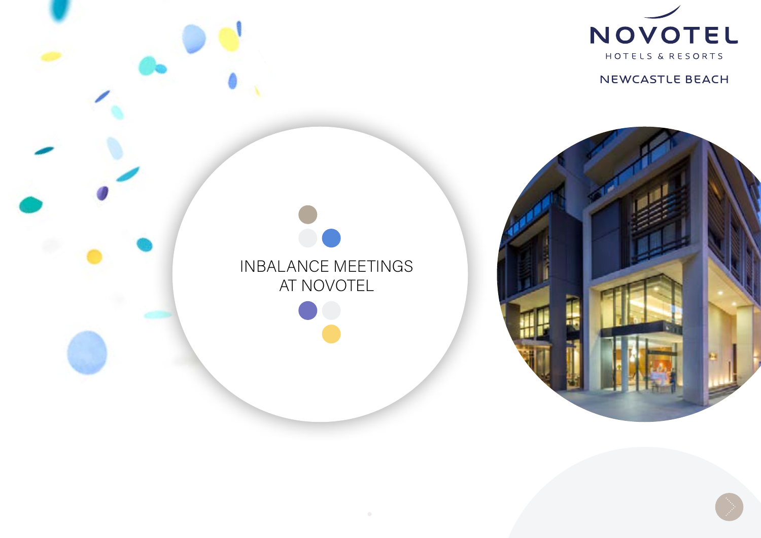NOVOTEL

HOTELS & RESORTS

NEWCASTLE BEACH

# INBALANCE MEETINGS AT NOVOTEL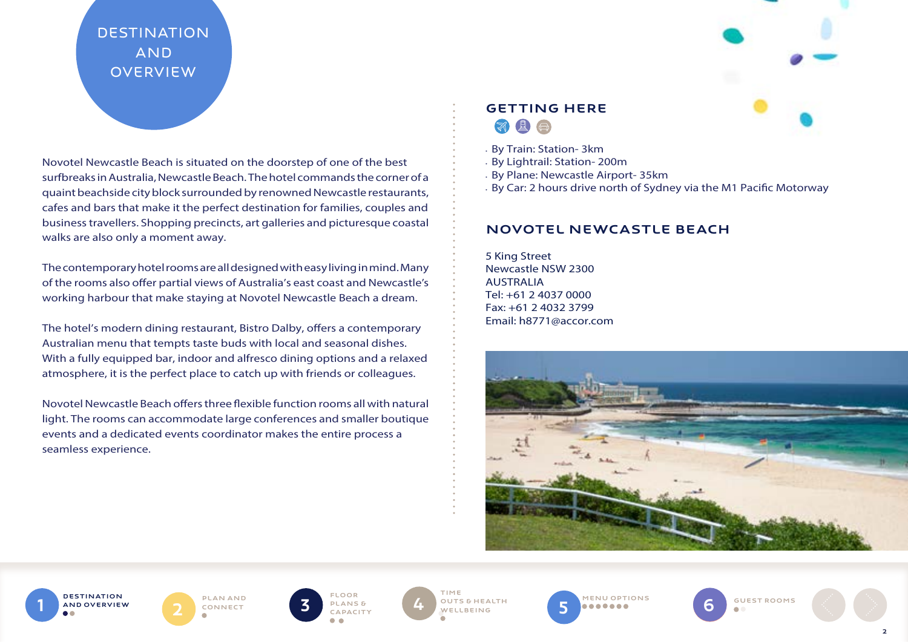# DESTINATION AND OVERVIEW

Novotel Newcastle Beach is situated on the doorstep of one of the best surfbreaks in Australia, Newcastle Beach. The hotel commands the corner of a quaint beachside city block surrounded by renowned Newcastle restaurants, cafes and bars that make it the perfect destination for families, couples and business travellers. Shopping precincts, art galleries and picturesque coastal walks are also only a moment away.

The contemporary hotel rooms are all designed with easy living in mind. Many of the rooms also offer partial views of Australia's east coast and Newcastle's working harbour that make staying at Novotel Newcastle Beach a dream.

The hotel's modern dining restaurant, Bistro Dalby, offers a contemporary Australian menu that tempts taste buds with local and seasonal dishes. With a fully equipped bar, indoor and alfresco dining options and a relaxed atmosphere, it is the perfect place to catch up with friends or colleagues.

Novotel Newcastle Beach offers three flexible function rooms all with natural light. The rooms can accommodate large conferences and smaller boutique events and a dedicated events coordinator makes the entire process a seamless experience.

## GETTING HERE

- By Train: Station- 3km
- By Lightrail: Station- 200m
- By Plane: Newcastle Airport- 35km
- By Car: 2 hours drive north of Sydney via the M1 Pacific Motorway

## NOVOTEL NEWCASTLE BEACH

5 King Street
Newcastle NSW 2300
AUSTRALIA
Tel: +61 2 4037 0000
Fax: +61 2 4032 3799
Email: h8771@accor.com

1 DESTINATION AND OVERVIEW | 2 PLAN AND CONNECT | 3 FLOOR PLANS & CAPACITY | 4 TIME OUTS & HEALTH WELLBEING | 5 MENU OPTIONS | 6 GUEST ROOMS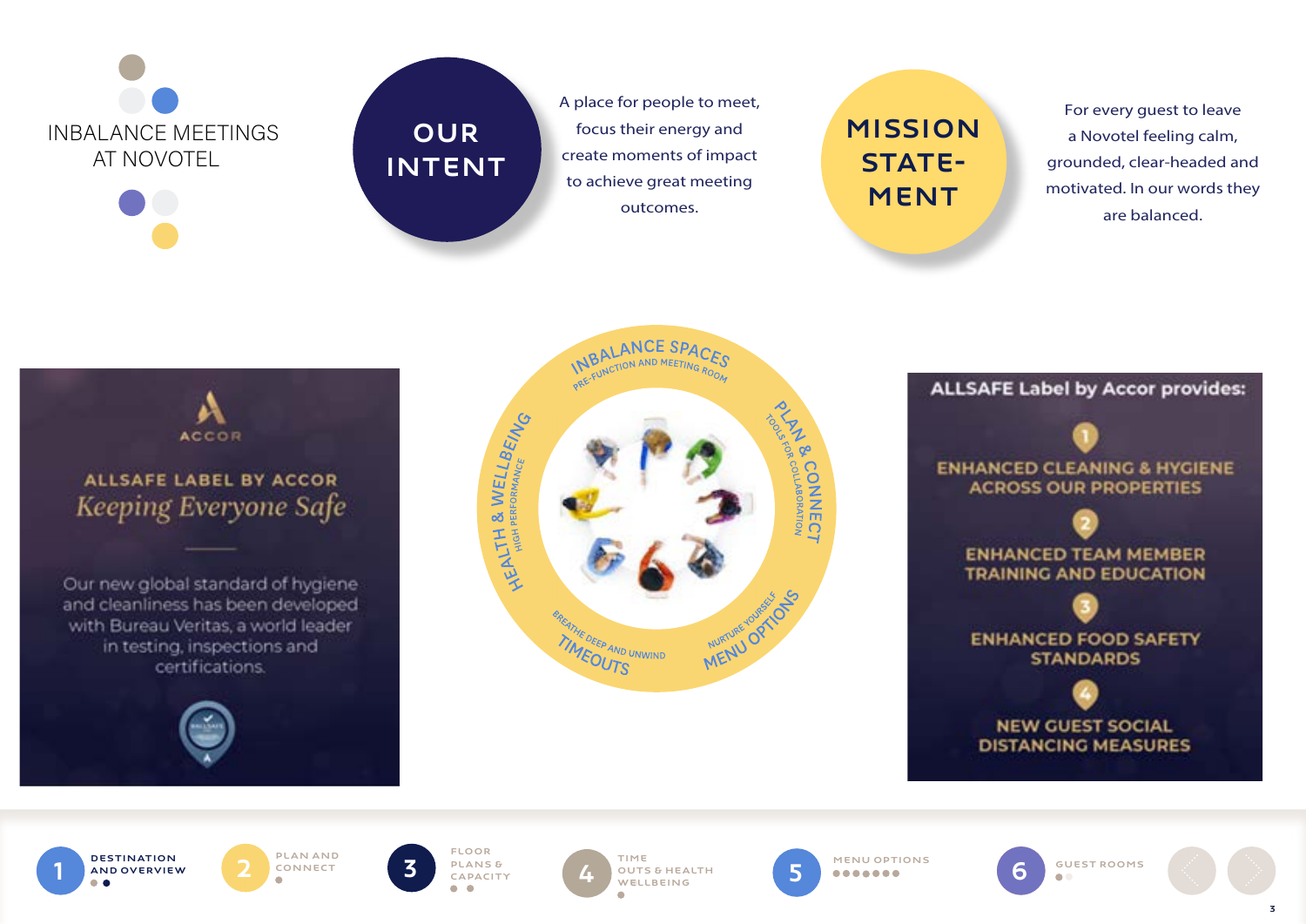# INBALANCE MEETINGS AT NOVOTEL

## OUR INTENT

A place for people to meet, focus their energy and create moments of impact to achieve great meeting outcomes.

## MISSION STATEMENT

For every guest to leave a Novotel feeling calm, grounded, clear-headed and motivated. In our words they are balanced.

ACCOR

**ALLSAFE LABEL BY ACCOR**

*Keeping Everyone Safe*

Our new global standard of hygiene and cleanliness has been developed with Bureau Veritas, a world leader in testing, inspections and certifications.

**INBALANCE SPACES** – PRE-FUNCTION AND MEETING ROOM

**PLAN & CONNECT** – TOOLS FOR COLLABORATION

**MENU OPTIONS** – NURTURE YOURSELF

**TIMEOUTS** – BREATHE DEEP AND UNWIND

**HEALTH & WELLBEING** – HIGH PERFORMANCE

### ALLSAFE Label by Accor provides:

1. ENHANCED CLEANING & HYGIENE ACROSS OUR PROPERTIES
2. ENHANCED TEAM MEMBER TRAINING AND EDUCATION
3. ENHANCED FOOD SAFETY STANDARDS
4. NEW GUEST SOCIAL DISTANCING MEASURES

1 DESTINATION AND OVERVIEW | 2 PLAN AND CONNECT | 3 FLOOR PLANS & CAPACITY | 4 TIME OUTS & HEALTH WELLBEING | 5 MENU OPTIONS | 6 GUEST ROOMS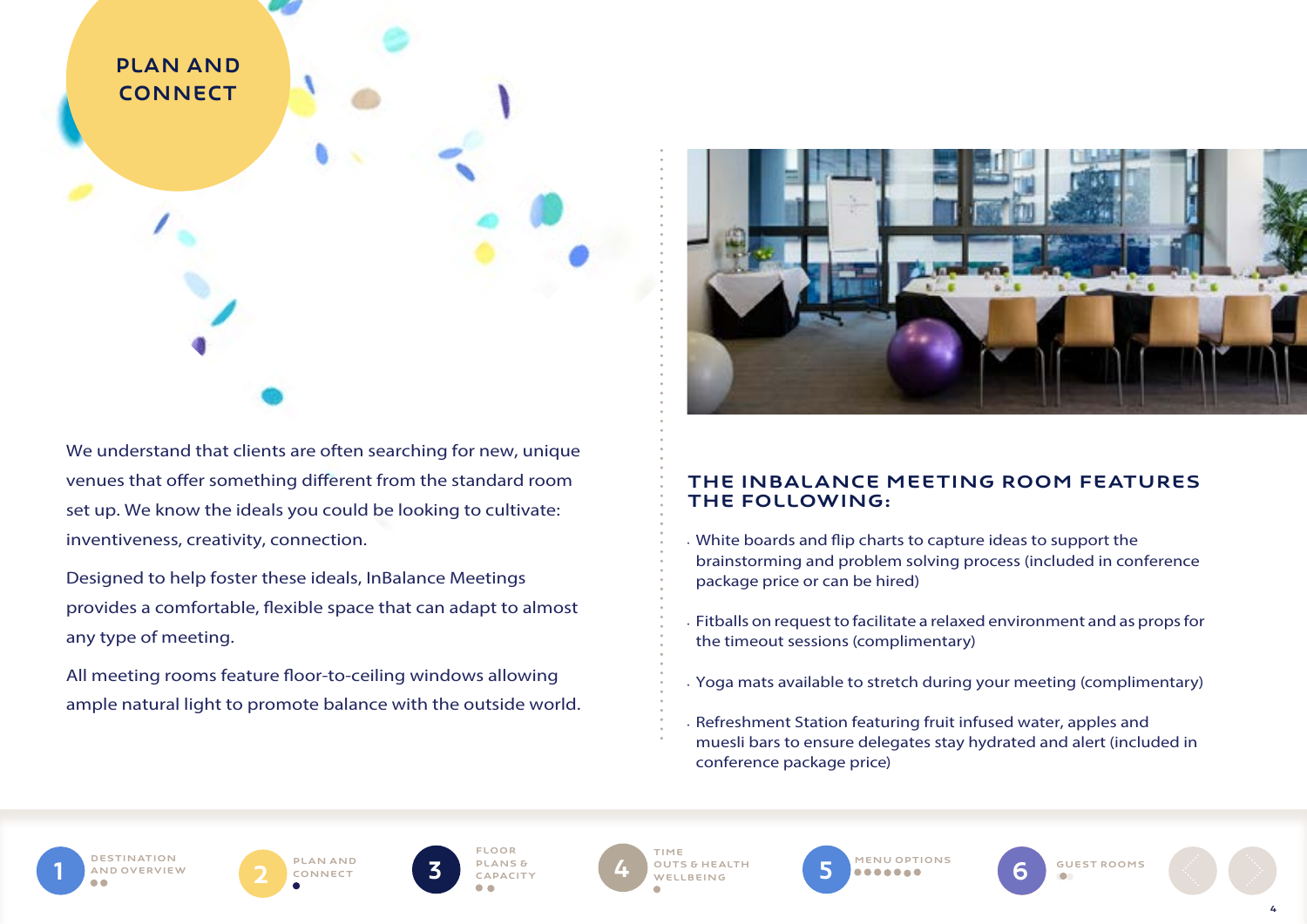# PLAN AND CONNECT

We understand that clients are often searching for new, unique venues that offer something different from the standard room set up. We know the ideals you could be looking to cultivate: inventiveness, creativity, connection.

Designed to help foster these ideals, InBalance Meetings provides a comfortable, flexible space that can adapt to almost any type of meeting.

All meeting rooms feature floor-to-ceiling windows allowing ample natural light to promote balance with the outside world.

## THE INBALANCE MEETING ROOM FEATURES THE FOLLOWING:

- White boards and flip charts to capture ideas to support the brainstorming and problem solving process (included in conference package price or can be hired)
- Fitballs on request to facilitate a relaxed environment and as props for the timeout sessions (complimentary)
- Yoga mats available to stretch during your meeting (complimentary)
- Refreshment Station featuring fruit infused water, apples and muesli bars to ensure delegates stay hydrated and alert (included in conference package price)

1 DESTINATION AND OVERVIEW | 2 PLAN AND CONNECT | 3 FLOOR PLANS & CAPACITY | 4 TIME OUTS & HEALTH WELLBEING | 5 MENU OPTIONS | 6 GUEST ROOMS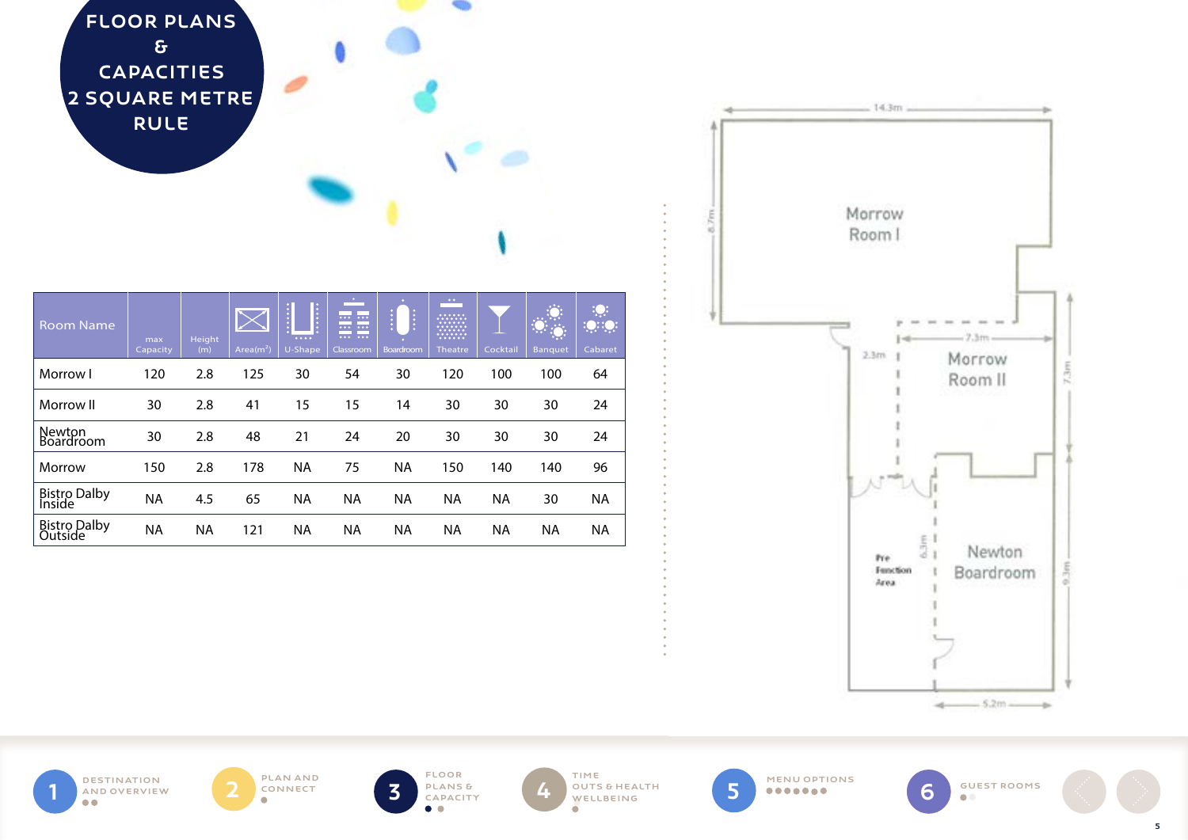# FLOOR PLANS & CAPACITIES 2 SQUARE METRE RULE

| Room Name | max Capacity | Height (m) | Area($m^2$) | U-Shape | Classroom | Boardroom | Theatre | Cocktail | Banquet | Cabaret |
|---|---|---|---|---|---|---|---|---|---|---|
| Morrow I | 120 | 2.8 | 125 | 30 | 54 | 30 | 120 | 100 | 100 | 64 |
| Morrow II | 30 | 2.8 | 41 | 15 | 15 | 14 | 30 | 30 | 30 | 24 |
| Newton Boardroom | 30 | 2.8 | 48 | 21 | 24 | 20 | 30 | 30 | 30 | 24 |
| Morrow | 150 | 2.8 | 178 | NA | 75 | NA | 150 | 140 | 140 | 96 |
| Bistro Dalby Inside | NA | 4.5 | 65 | NA | NA | NA | NA | NA | 30 | NA |
| Bistro Dalby Outside | NA | NA | 121 | NA | NA | NA | NA | NA | NA | NA |

14.3m

8.7m

Morrow Room I

7.3m

2.3m

Morrow Room II

7.3m

Pre Function Area

6.3m

Newton Boardroom

9.3m

5.2m

1 DESTINATION AND OVERVIEW

2 PLAN AND CONNECT

3 FLOOR PLANS & CAPACITY

4 TIME OUTS & HEALTH WELLBEING

5 MENU OPTIONS

6 GUEST ROOMS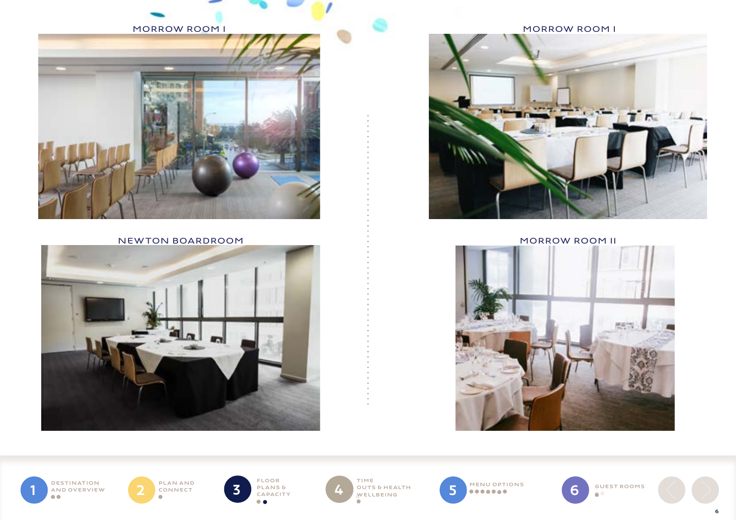MORROW ROOM I

MORROW ROOM I

NEWTON BOARDROOM

MORROW ROOM II

1 DESTINATION AND OVERVIEW

2 PLAN AND CONNECT

3 FLOOR PLANS & CAPACITY

4 TIME OUTS & HEALTH WELLBEING

5 MENU OPTIONS

6 GUEST ROOMS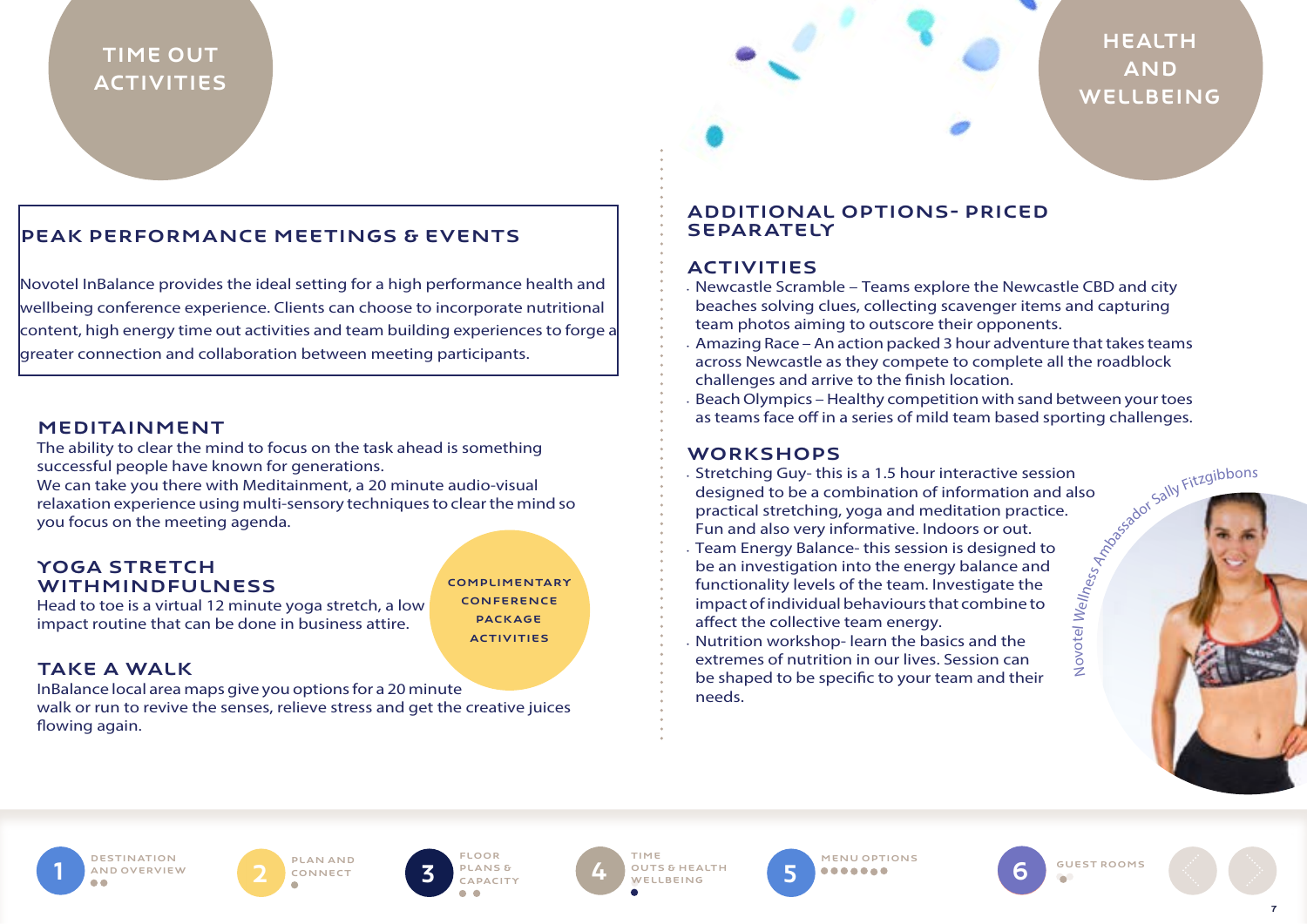# TIME OUT ACTIVITIES

## PEAK PERFORMANCE MEETINGS & EVENTS

Novotel InBalance provides the ideal setting for a high performance health and wellbeing conference experience. Clients can choose to incorporate nutritional content, high energy time out activities and team building experiences to forge a greater connection and collaboration between meeting participants.

COMPLIMENTARY CONFERENCE PACKAGE ACTIVITIES

### MEDITAINMENT

The ability to clear the mind to focus on the task ahead is something successful people have known for generations.
We can take you there with Meditainment, a 20 minute audio-visual relaxation experience using multi-sensory techniques to clear the mind so you focus on the meeting agenda.

### YOGA STRETCH WITHMINDFULNESS

Head to toe is a virtual 12 minute yoga stretch, a low impact routine that can be done in business attire.

### TAKE A WALK

InBalance local area maps give you options for a 20 minute walk or run to revive the senses, relieve stress and get the creative juices flowing again.

# HEALTH AND WELLBEING

## ADDITIONAL OPTIONS- PRICED SEPARATELY

### ACTIVITIES

- Newcastle Scramble – Teams explore the Newcastle CBD and city beaches solving clues, collecting scavenger items and capturing team photos aiming to outscore their opponents.
- Amazing Race – An action packed 3 hour adventure that takes teams across Newcastle as they compete to complete all the roadblock challenges and arrive to the finish location.
- Beach Olympics – Healthy competition with sand between your toes as teams face off in a series of mild team based sporting challenges.

### WORKSHOPS

- Stretching Guy- this is a 1.5 hour interactive session designed to be a combination of information and also practical stretching, yoga and meditation practice. Fun and also very informative. Indoors or out.
- Team Energy Balance- this session is designed to be an investigation into the energy balance and functionality levels of the team. Investigate the impact of individual behaviours that combine to affect the collective team energy.
- Nutrition workshop- learn the basics and the extremes of nutrition in our lives. Session can be shaped to be specific to your team and their needs.

Novotel Wellness Ambassador Sally Fitzgibbons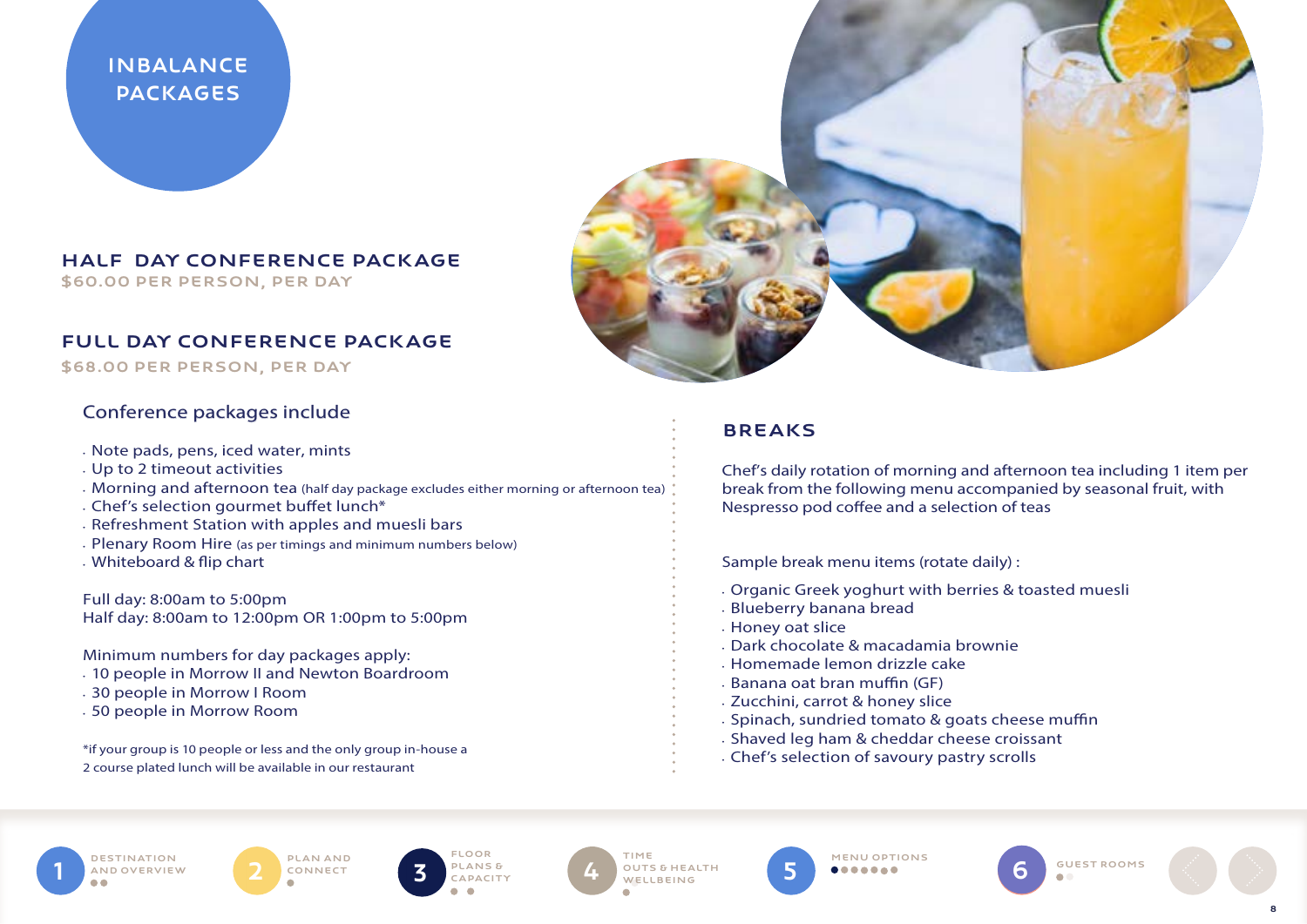# INBALANCE PACKAGES

## HALF DAY CONFERENCE PACKAGE

$60.00 PER PERSON, PER DAY

## FULL DAY CONFERENCE PACKAGE

$68.00 PER PERSON, PER DAY

### Conference packages include

- Note pads, pens, iced water, mints
- Up to 2 timeout activities
- Morning and afternoon tea (half day package excludes either morning or afternoon tea)
- Chef's selection gourmet buffet lunch*
- Refreshment Station with apples and muesli bars
- Plenary Room Hire (as per timings and minimum numbers below)
- Whiteboard & flip chart

Full day: 8:00am to 5:00pm
Half day: 8:00am to 12:00pm OR 1:00pm to 5:00pm

Minimum numbers for day packages apply:

- 10 people in Morrow II and Newton Boardroom
- 30 people in Morrow I Room
- 50 people in Morrow Room

*if your group is 10 people or less and the only group in-house a 2 course plated lunch will be available in our restaurant

## BREAKS

Chef's daily rotation of morning and afternoon tea including 1 item per break from the following menu accompanied by seasonal fruit, with Nespresso pod coffee and a selection of teas

Sample break menu items (rotate daily) :

- Organic Greek yoghurt with berries & toasted muesli
- Blueberry banana bread
- Honey oat slice
- Dark chocolate & macadamia brownie
- Homemade lemon drizzle cake
- Banana oat bran muffin (GF)
- Zucchini, carrot & honey slice
- Spinach, sundried tomato & goats cheese muffin
- Shaved leg ham & cheddar cheese croissant
- Chef's selection of savoury pastry scrolls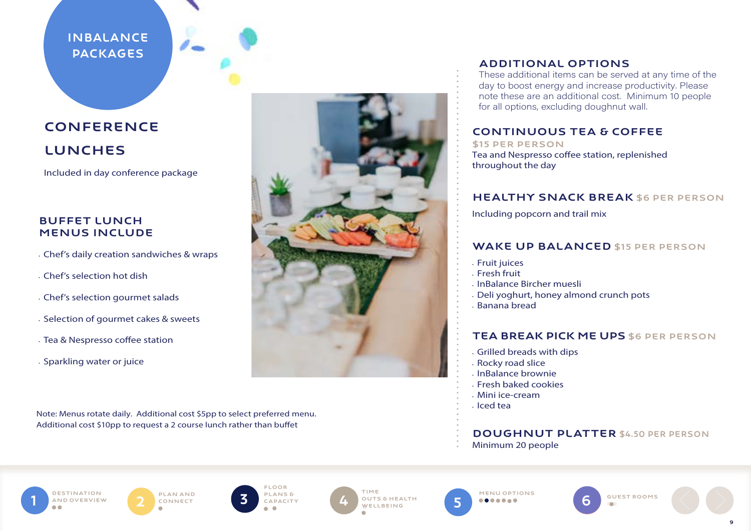# INBALANCE PACKAGES

## CONFERENCE LUNCHES

Included in day conference package

### BUFFET LUNCH MENUS INCLUDE

- Chef's daily creation sandwiches & wraps
- Chef's selection hot dish
- Chef's selection gourmet salads
- Selection of gourmet cakes & sweets
- Tea & Nespresso coffee station
- Sparkling water or juice

Note: Menus rotate daily. Additional cost $5pp to select preferred menu.
Additional cost $10pp to request a 2 course lunch rather than buffet

## ADDITIONAL OPTIONS

These additional items can be served at any time of the day to boost energy and increase productivity. Please note these are an additional cost. Minimum 10 people for all options, excluding doughnut wall.

### CONTINUOUS TEA & COFFEE

$15 PER PERSON

Tea and Nespresso coffee station, replenished throughout the day

### HEALTHY SNACK BREAK $6 PER PERSON

Including popcorn and trail mix

### WAKE UP BALANCED $15 PER PERSON

- Fruit juices
- Fresh fruit
- InBalance Bircher muesli
- Deli yoghurt, honey almond crunch pots
- Banana bread

### TEA BREAK PICK ME UPS $6 PER PERSON

- Grilled breads with dips
- Rocky road slice
- InBalance brownie
- Fresh baked cookies
- Mini ice-cream
- Iced tea

### DOUGHNUT PLATTER $4.50 PER PERSON

Minimum 20 people

1 DESTINATION AND OVERVIEW | 2 PLAN AND CONNECT | 3 FLOOR PLANS & CAPACITY | 4 TIME OUTS & HEALTH WELLBEING | 5 MENU OPTIONS | 6 GUEST ROOMS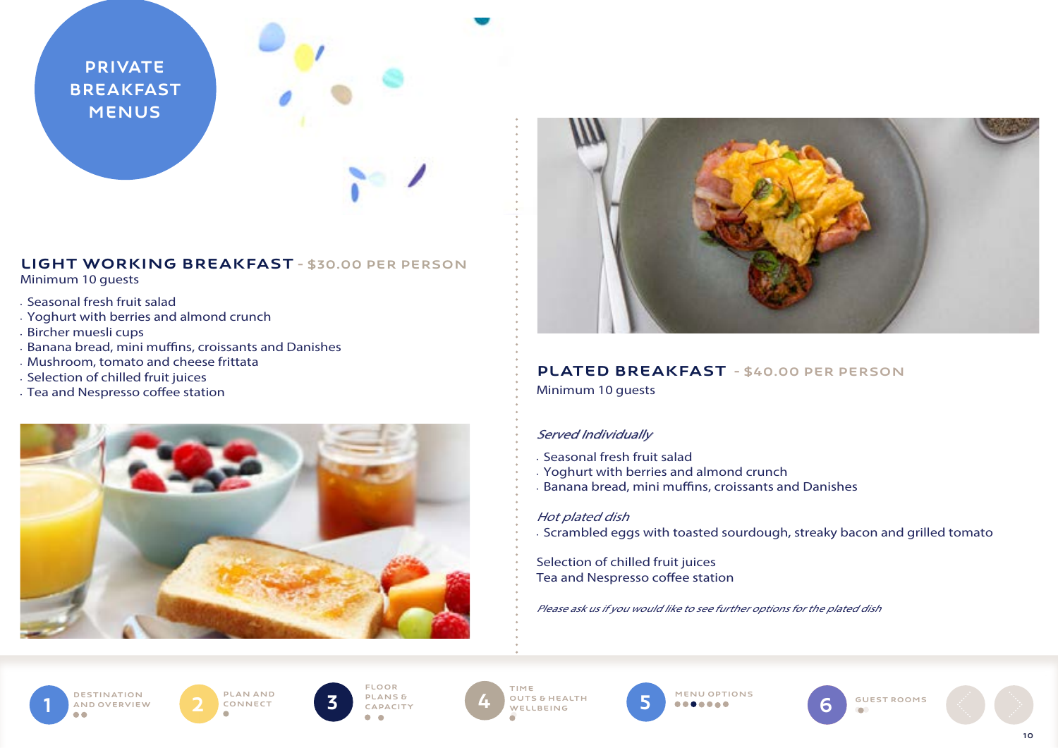# PRIVATE BREAKFAST MENUS

## LIGHT WORKING BREAKFAST - $30.00 PER PERSON

Minimum 10 guests

- Seasonal fresh fruit salad
- Yoghurt with berries and almond crunch
- Bircher muesli cups
- Banana bread, mini muffins, croissants and Danishes
- Mushroom, tomato and cheese frittata
- Selection of chilled fruit juices
- Tea and Nespresso coffee station

## PLATED BREAKFAST - $40.00 PER PERSON

Minimum 10 guests

*Served Individually*

- Seasonal fresh fruit salad
- Yoghurt with berries and almond crunch
- Banana bread, mini muffins, croissants and Danishes

*Hot plated dish*

- Scrambled eggs with toasted sourdough, streaky bacon and grilled tomato

Selection of chilled fruit juices
Tea and Nespresso coffee station

*Please ask us if you would like to see further options for the plated dish*

1 DESTINATION AND OVERVIEW | 2 PLAN AND CONNECT | 3 FLOOR PLANS & CAPACITY | 4 TIME OUTS & HEALTH WELLBEING | 5 MENU OPTIONS | 6 GUEST ROOMS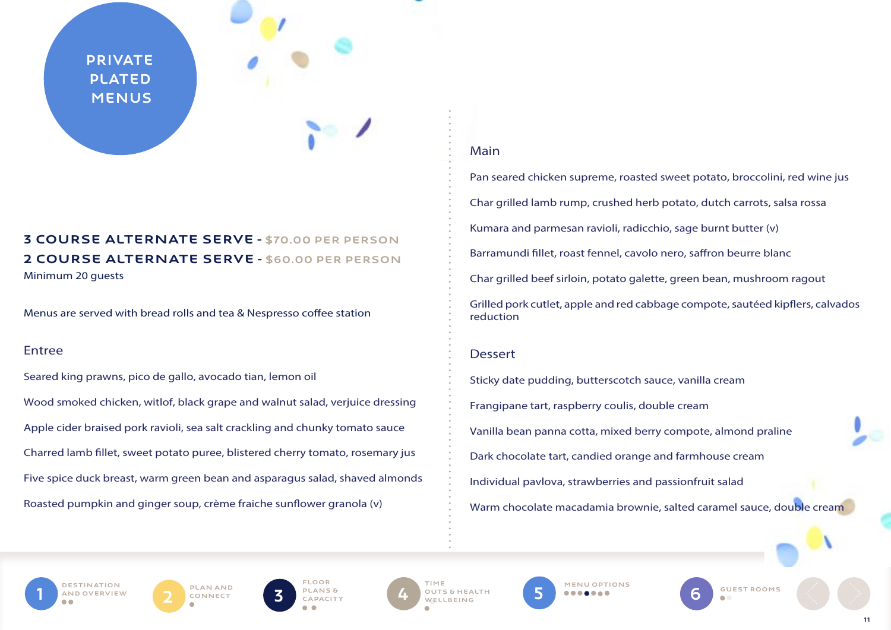# PRIVATE PLATED MENUS

**3 COURSE ALTERNATE SERVE - $70.00 PER PERSON**
**2 COURSE ALTERNATE SERVE - $60.00 PER PERSON**
Minimum 20 guests

Menus are served with bread rolls and tea & Nespresso coffee station

## Entree

Seared king prawns, pico de gallo, avocado tian, lemon oil

Wood smoked chicken, witlof, black grape and walnut salad, verjuice dressing

Apple cider braised pork ravioli, sea salt crackling and chunky tomato sauce

Charred lamb fillet, sweet potato puree, blistered cherry tomato, rosemary jus

Five spice duck breast, warm green bean and asparagus salad, shaved almonds

Roasted pumpkin and ginger soup, crème fraiche sunflower granola (v)

## Main

Pan seared chicken supreme, roasted sweet potato, broccolini, red wine jus

Char grilled lamb rump, crushed herb potato, dutch carrots, salsa rossa

Kumara and parmesan ravioli, radicchio, sage burnt butter (v)

Barramundi fillet, roast fennel, cavolo nero, saffron beurre blanc

Char grilled beef sirloin, potato galette, green bean, mushroom ragout

Grilled pork cutlet, apple and red cabbage compote, sautéed kipflers, calvados reduction

## Dessert

Sticky date pudding, butterscotch sauce, vanilla cream

Frangipane tart, raspberry coulis, double cream

Vanilla bean panna cotta, mixed berry compote, almond praline

Dark chocolate tart, candied orange and farmhouse cream

Individual pavlova, strawberries and passionfruit salad

Warm chocolate macadamia brownie, salted caramel sauce, double cream

1 DESTINATION AND OVERVIEW | 2 PLAN AND CONNECT | 3 FLOOR PLANS & CAPACITY | 4 TIME OUTS & HEALTH WELLBEING | 5 MENU OPTIONS | 6 GUEST ROOMS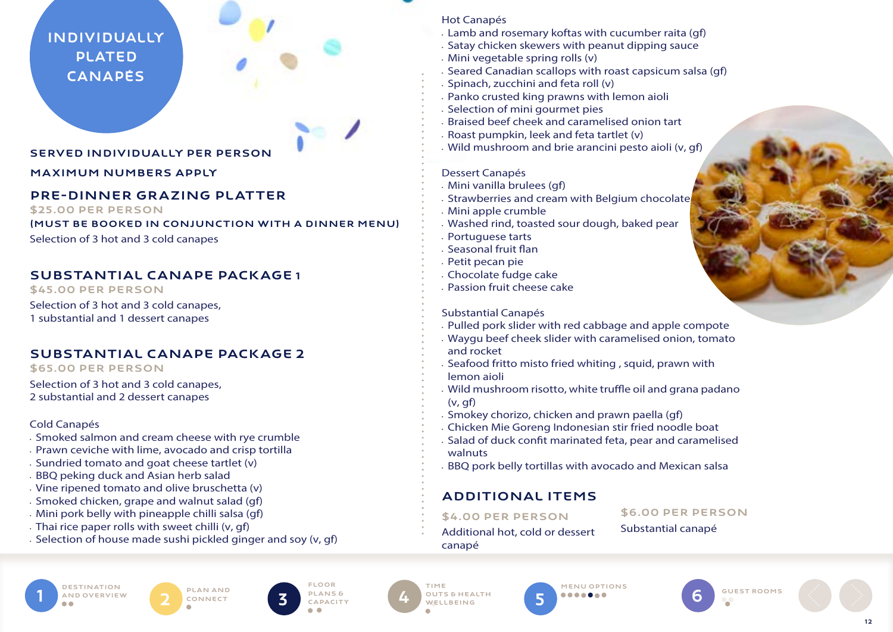# INDIVIDUALLY PLATED CANAPÉS

**SERVED INDIVIDUALLY PER PERSON**

**MAXIMUM NUMBERS APPLY**

## PRE-DINNER GRAZING PLATTER

$25.00 PER PERSON

**(MUST BE BOOKED IN CONJUNCTION WITH A DINNER MENU)**

Selection of 3 hot and 3 cold canapes

## SUBSTANTIAL CANAPE PACKAGE 1

$45.00 PER PERSON

Selection of 3 hot and 3 cold canapes,
1 substantial and 1 dessert canapes

## SUBSTANTIAL CANAPE PACKAGE 2

$65.00 PER PERSON

Selection of 3 hot and 3 cold canapes,
2 substantial and 2 dessert canapes

### Cold Canapés

- Smoked salmon and cream cheese with rye crumble
- Prawn ceviche with lime, avocado and crisp tortilla
- Sundried tomato and goat cheese tartlet (v)
- BBQ peking duck and Asian herb salad
- Vine ripened tomato and olive bruschetta (v)
- Smoked chicken, grape and walnut salad (gf)
- Mini pork belly with pineapple chilli salsa (gf)
- Thai rice paper rolls with sweet chilli (v, gf)
- Selection of house made sushi pickled ginger and soy (v, gf)

### Hot Canapés

- Lamb and rosemary koftas with cucumber raita (gf)
- Satay chicken skewers with peanut dipping sauce
- Mini vegetable spring rolls (v)
- Seared Canadian scallops with roast capsicum salsa (gf)
- Spinach, zucchini and feta roll (v)
- Panko crusted king prawns with lemon aioli
- Selection of mini gourmet pies
- Braised beef cheek and caramelised onion tart
- Roast pumpkin, leek and feta tartlet (v)
- Wild mushroom and brie arancini pesto aioli (v, gf)

### Dessert Canapés

- Mini vanilla brulees (gf)
- Strawberries and cream with Belgium chocolate
- Mini apple crumble
- Washed rind, toasted sour dough, baked pear
- Portuguese tarts
- Seasonal fruit flan
- Petit pecan pie
- Chocolate fudge cake
- Passion fruit cheese cake

### Substantial Canapés

- Pulled pork slider with red cabbage and apple compote
- Waygu beef cheek slider with caramelised onion, tomato and rocket
- Seafood fritto misto fried whiting , squid, prawn with lemon aioli
- Wild mushroom risotto, white truffle oil and grana padano (v, gf)
- Smokey chorizo, chicken and prawn paella (gf)
- Chicken Mie Goreng Indonesian stir fried noodle boat
- Salad of duck confit marinated feta, pear and caramelised walnuts
- BBQ pork belly tortillas with avocado and Mexican salsa

## ADDITIONAL ITEMS

$4.00 PER PERSON

Additional hot, cold or dessert canapé

$6.00 PER PERSON

Substantial canapé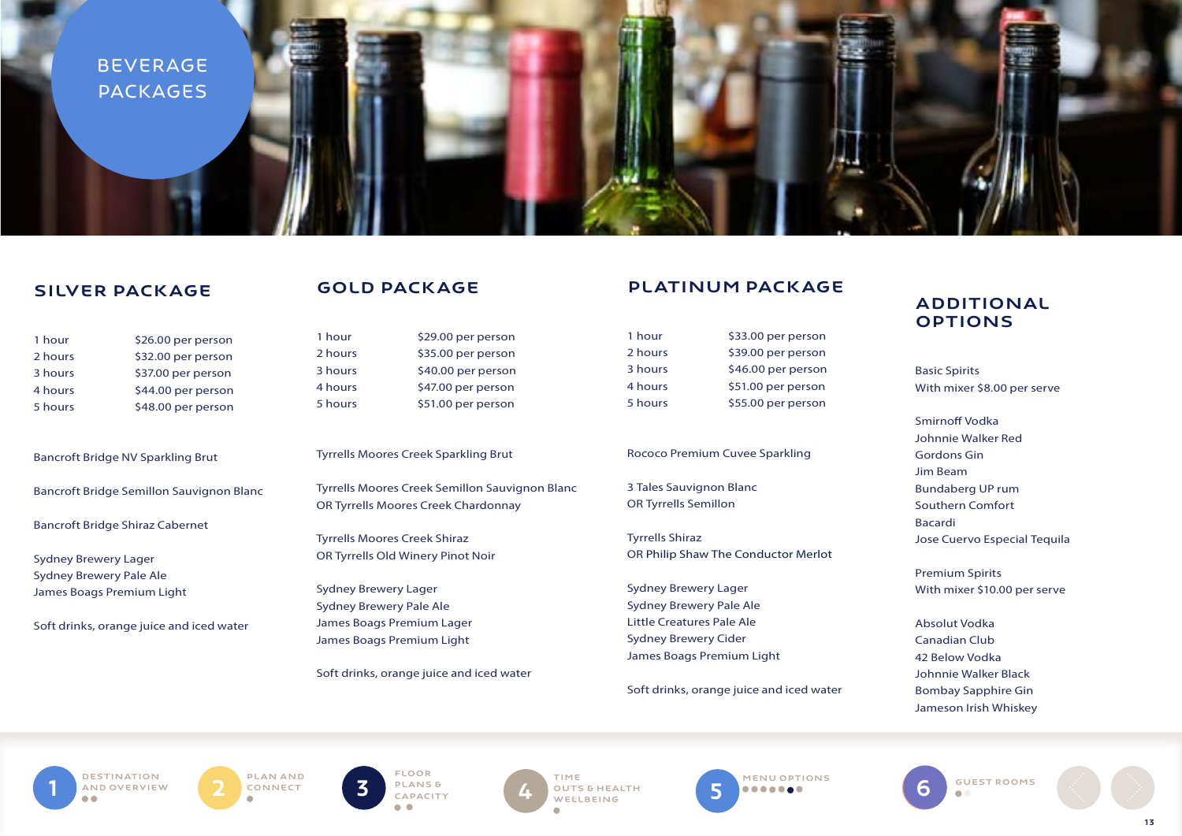# BEVERAGE PACKAGES

## SILVER PACKAGE

| | |
|---|---|
| 1 hour | $26.00 per person |
| 2 hours | $32.00 per person |
| 3 hours | $37.00 per person |
| 4 hours | $44.00 per person |
| 5 hours | $48.00 per person |

Bancroft Bridge NV Sparkling Brut

Bancroft Bridge Semillon Sauvignon Blanc

Bancroft Bridge Shiraz Cabernet

Sydney Brewery Lager
Sydney Brewery Pale Ale
James Boags Premium Light

Soft drinks, orange juice and iced water

## GOLD PACKAGE

| | |
|---|---|
| 1 hour | $29.00 per person |
| 2 hours | $35.00 per person |
| 3 hours | $40.00 per person |
| 4 hours | $47.00 per person |
| 5 hours | $51.00 per person |

Tyrrells Moores Creek Sparkling Brut

Tyrrells Moores Creek Semillon Sauvignon Blanc
OR Tyrrells Moores Creek Chardonnay

Tyrrells Moores Creek Shiraz
OR Tyrrells Old Winery Pinot Noir

Sydney Brewery Lager
Sydney Brewery Pale Ale
James Boags Premium Lager
James Boags Premium Light

Soft drinks, orange juice and iced water

## PLATINUM PACKAGE

| | |
|---|---|
| 1 hour | $33.00 per person |
| 2 hours | $39.00 per person |
| 3 hours | $46.00 per person |
| 4 hours | $51.00 per person |
| 5 hours | $55.00 per person |

Rococo Premium Cuvee Sparkling

3 Tales Sauvignon Blanc
OR Tyrrells Semillon

Tyrrells Shiraz
OR Philip Shaw The Conductor Merlot

Sydney Brewery Lager
Sydney Brewery Pale Ale
Little Creatures Pale Ale
Sydney Brewery Cider
James Boags Premium Light

Soft drinks, orange juice and iced water

## ADDITIONAL OPTIONS

Basic Spirits
With mixer $8.00 per serve

Smirnoff Vodka
Johnnie Walker Red
Gordons Gin
Jim Beam
Bundaberg UP rum
Southern Comfort
Bacardi
Jose Cuervo Especial Tequila

Premium Spirits
With mixer $10.00 per serve

Absolut Vodka
Canadian Club
42 Below Vodka
Johnnie Walker Black
Bombay Sapphire Gin
Jameson Irish Whiskey

1 DESTINATION AND OVERVIEW | 2 PLAN AND CONNECT | 3 FLOOR PLANS & CAPACITY | 4 TIME OUTS & HEALTH WELLBEING | 5 MENU OPTIONS | 6 GUEST ROOMS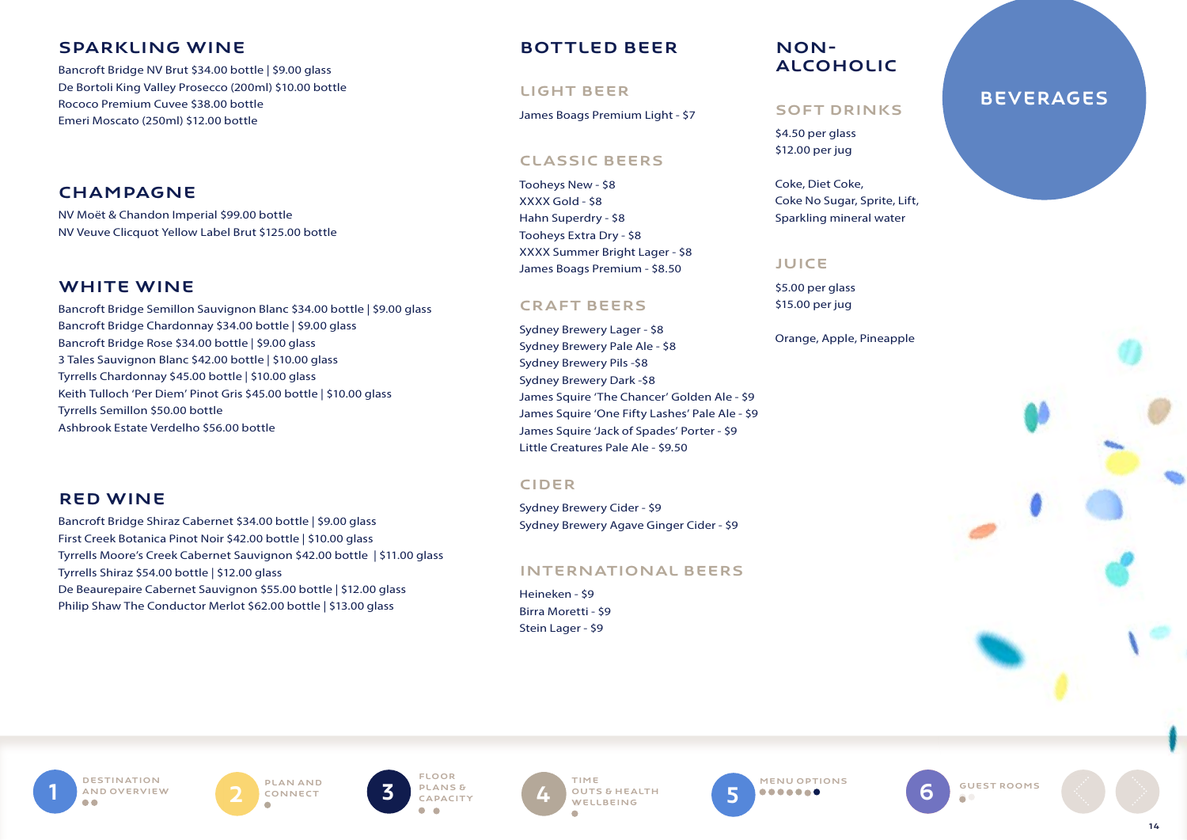# BEVERAGES

## SPARKLING WINE

Bancroft Bridge NV Brut $34.00 bottle | $9.00 glass
De Bortoli King Valley Prosecco (200ml) $10.00 bottle
Rococo Premium Cuvee $38.00 bottle
Emeri Moscato (250ml) $12.00 bottle

## CHAMPAGNE

NV Moët & Chandon Imperial $99.00 bottle
NV Veuve Clicquot Yellow Label Brut $125.00 bottle

## WHITE WINE

Bancroft Bridge Semillon Sauvignon Blanc $34.00 bottle | $9.00 glass
Bancroft Bridge Chardonnay $34.00 bottle | $9.00 glass
Bancroft Bridge Rose $34.00 bottle | $9.00 glass
3 Tales Sauvignon Blanc $42.00 bottle | $10.00 glass
Tyrrells Chardonnay $45.00 bottle | $10.00 glass
Keith Tulloch 'Per Diem' Pinot Gris $45.00 bottle | $10.00 glass
Tyrrells Semillon $50.00 bottle
Ashbrook Estate Verdelho $56.00 bottle

## RED WINE

Bancroft Bridge Shiraz Cabernet $34.00 bottle | $9.00 glass
First Creek Botanica Pinot Noir $42.00 bottle | $10.00 glass
Tyrrells Moore's Creek Cabernet Sauvignon $42.00 bottle | $11.00 glass
Tyrrells Shiraz $54.00 bottle | $12.00 glass
De Beaurepaire Cabernet Sauvignon $55.00 bottle | $12.00 glass
Philip Shaw The Conductor Merlot $62.00 bottle | $13.00 glass

## BOTTLED BEER

### LIGHT BEER

James Boags Premium Light - $7

### CLASSIC BEERS

Tooheys New - $8
XXXX Gold - $8
Hahn Superdry - $8
Tooheys Extra Dry - $8
XXXX Summer Bright Lager - $8
James Boags Premium - $8.50

### CRAFT BEERS

Sydney Brewery Lager - $8
Sydney Brewery Pale Ale - $8
Sydney Brewery Pils -$8
Sydney Brewery Dark -$8
James Squire 'The Chancer' Golden Ale - $9
James Squire 'One Fifty Lashes' Pale Ale - $9
James Squire 'Jack of Spades' Porter - $9
Little Creatures Pale Ale - $9.50

### CIDER

Sydney Brewery Cider - $9
Sydney Brewery Agave Ginger Cider - $9

### INTERNATIONAL BEERS

Heineken - $9
Birra Moretti - $9
Stein Lager - $9

## NON-ALCOHOLIC

### SOFT DRINKS

$4.50 per glass
$12.00 per jug

Coke, Diet Coke,
Coke No Sugar, Sprite, Lift,
Sparkling mineral water

### JUICE

$5.00 per glass
$15.00 per jug

Orange, Apple, Pineapple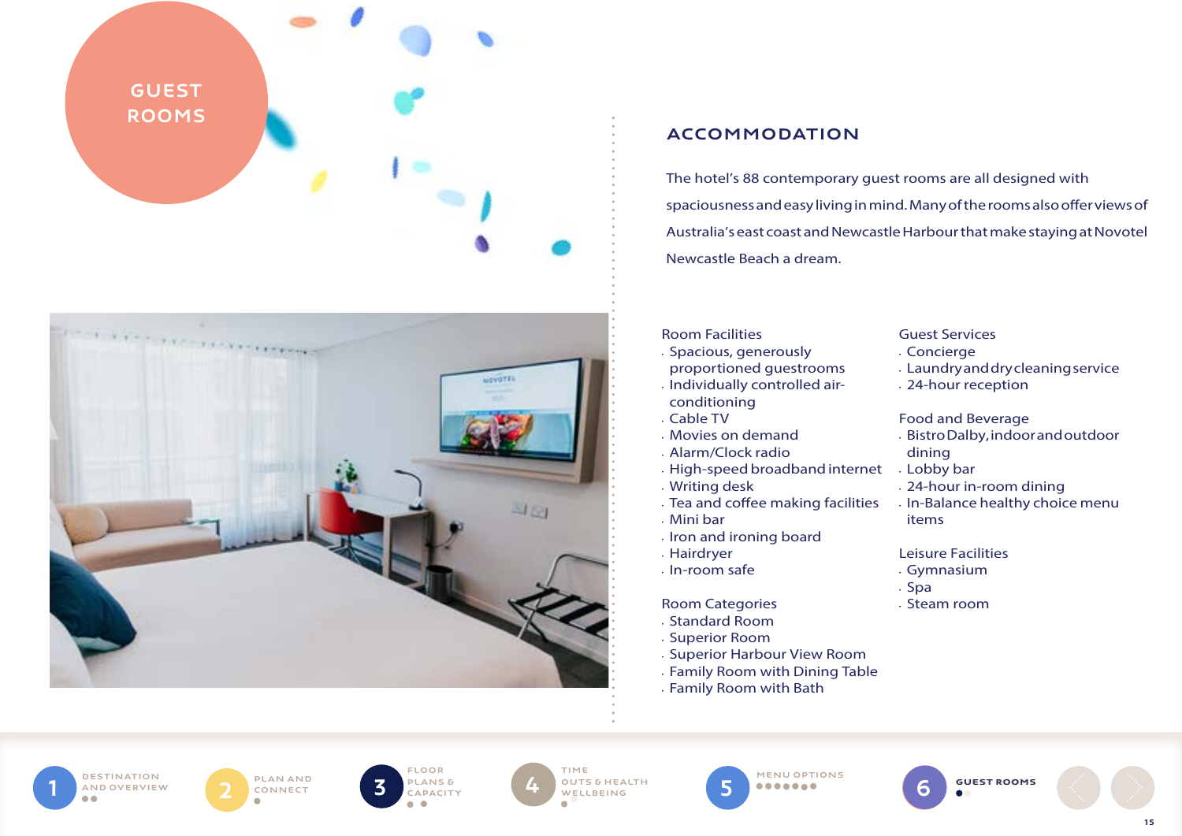# GUEST ROOMS

## ACCOMMODATION

The hotel's 88 contemporary guest rooms are all designed with spaciousness and easy living in mind. Many of the rooms also offer views of Australia's east coast and Newcastle Harbour that make staying at Novotel Newcastle Beach a dream.

Room Facilities

- Spacious, generously proportioned guestrooms
- Individually controlled air-conditioning
- Cable TV
- Movies on demand
- Alarm/Clock radio
- High-speed broadband internet
- Writing desk
- Tea and coffee making facilities
- Mini bar
- Iron and ironing board
- Hairdryer
- In-room safe

Room Categories

- Standard Room
- Superior Room
- Superior Harbour View Room
- Family Room with Dining Table
- Family Room with Bath

Guest Services

- Concierge
- Laundry and dry cleaning service
- 24-hour reception

Food and Beverage

- Bistro Dalby, indoor and outdoor dining
- Lobby bar
- 24-hour in-room dining
- In-Balance healthy choice menu items

Leisure Facilities

- Gymnasium
- Spa
- Steam room

1 DESTINATION AND OVERVIEW | 2 PLAN AND CONNECT | 3 FLOOR PLANS & CAPACITY | 4 TIME OUTS & HEALTH WELLBEING | 5 MENU OPTIONS | 6 GUEST ROOMS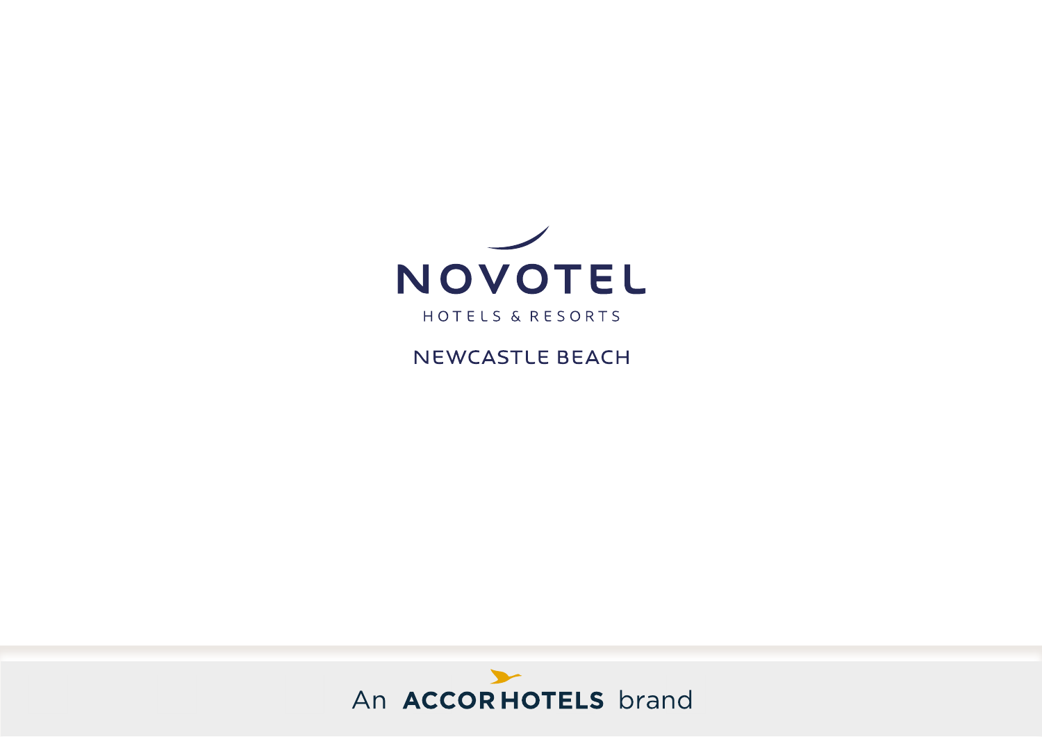NOVOTEL

HOTELS & RESORTS

NEWCASTLE BEACH

An ACCORHOTELS brand